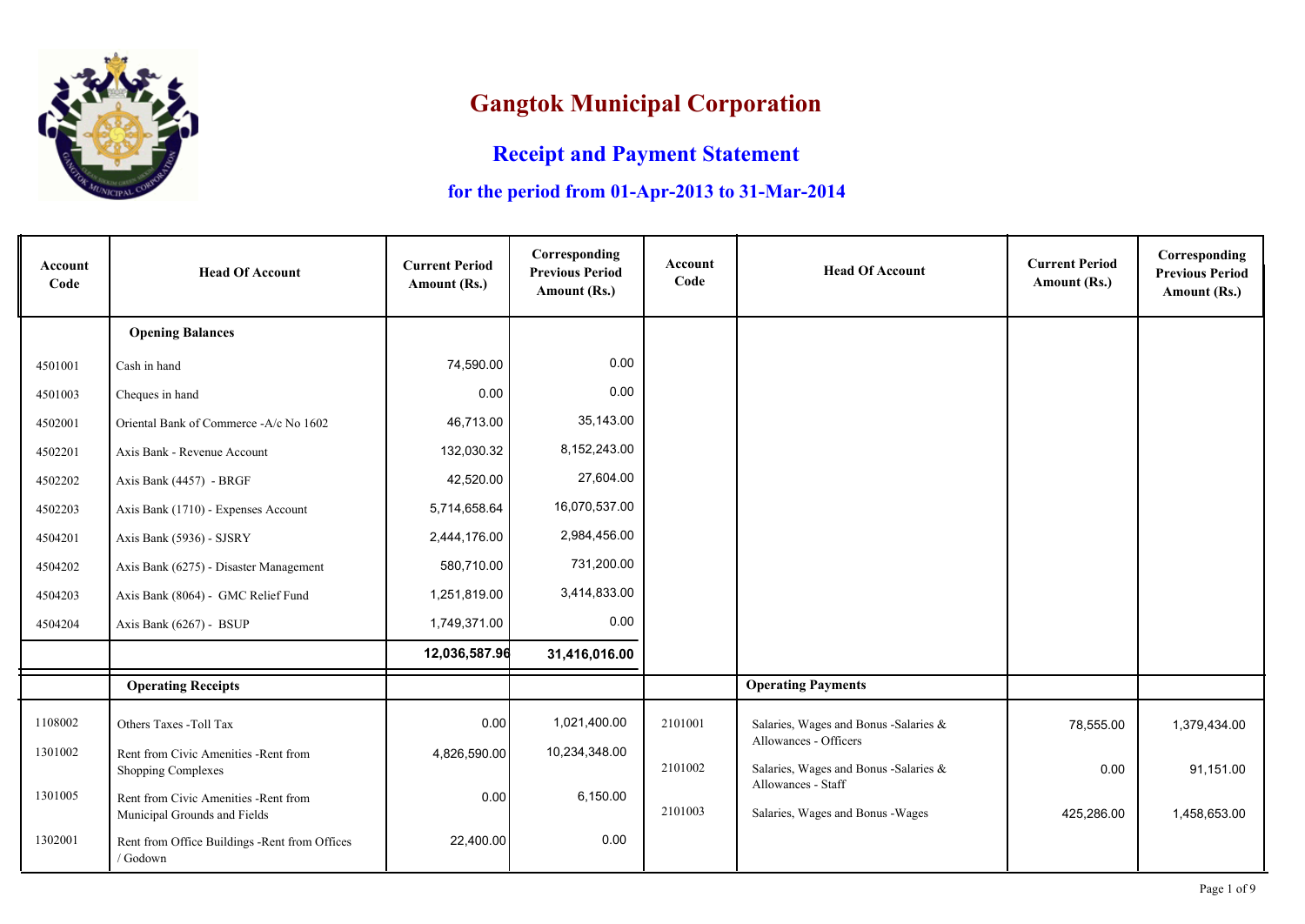# Gangtok Municipal Corporation

## Receipt and Payment Statement

### for the period from 01-Apr-2013 to 31-Mar-2014

| Account Code | Head Of Account | Current Period Amount (Rs.) | Corresponding Previous Period Amount (Rs.) | Account Code | Head Of Account | Current Period Amount (Rs.) | Corresponding Previous Period Amount (Rs.) |
|---|---|---|---|---|---|---|---|
| | **Opening Balances** | | | | | | |
| 4501001 | Cash in hand | 74,590.00 | 0.00 | | | | |
| 4501003 | Cheques in hand | 0.00 | 0.00 | | | | |
| 4502001 | Oriental Bank of Commerce -A/c No 1602 | 46,713.00 | 35,143.00 | | | | |
| 4502201 | Axis Bank - Revenue Account | 132,030.32 | 8,152,243.00 | | | | |
| 4502202 | Axis Bank (4457) - BRGF | 42,520.00 | 27,604.00 | | | | |
| 4502203 | Axis Bank (1710) - Expenses Account | 5,714,658.64 | 16,070,537.00 | | | | |
| 4504201 | Axis Bank (5936) - SJSRY | 2,444,176.00 | 2,984,456.00 | | | | |
| 4504202 | Axis Bank (6275) - Disaster Management | 580,710.00 | 731,200.00 | | | | |
| 4504203 | Axis Bank (8064) - GMC Relief Fund | 1,251,819.00 | 3,414,833.00 | | | | |
| 4504204 | Axis Bank (6267) - BSUP | 1,749,371.00 | 0.00 | | | | |
| | | **12,036,587.96** | **31,416,016.00** | | | | |
| | **Operating Receipts** | | | | **Operating Payments** | | |
| 1108002 | Others Taxes -Toll Tax | 0.00 | 1,021,400.00 | 2101001 | Salaries, Wages and Bonus -Salaries & Allowances - Officers | 78,555.00 | 1,379,434.00 |
| 1301002 | Rent from Civic Amenities -Rent from Shopping Complexes | 4,826,590.00 | 10,234,348.00 | 2101002 | Salaries, Wages and Bonus -Salaries & Allowances - Staff | 0.00 | 91,151.00 |
| 1301005 | Rent from Civic Amenities -Rent from Municipal Grounds and Fields | 0.00 | 6,150.00 | 2101003 | Salaries, Wages and Bonus -Wages | 425,286.00 | 1,458,653.00 |
| 1302001 | Rent from Office Buildings -Rent from Offices / Godown | 22,400.00 | 0.00 | | | | |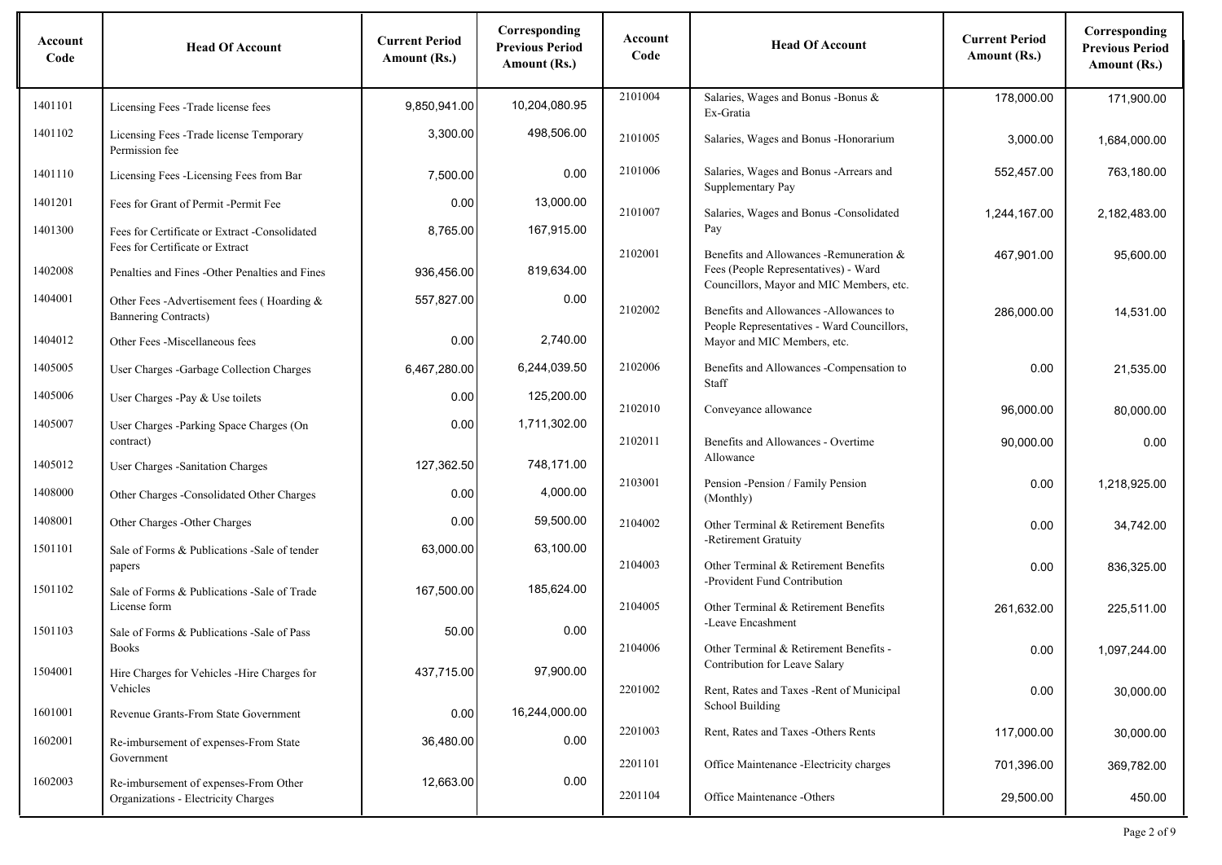| Account Code | Head Of Account | Current Period Amount (Rs.) | Corresponding Previous Period Amount (Rs.) | Account Code | Head Of Account | Current Period Amount (Rs.) | Corresponding Previous Period Amount (Rs.) |
|---|---|---|---|---|---|---|---|
| 1401101 | Licensing Fees -Trade license fees | 9,850,941.00 | 10,204,080.95 | 2101004 | Salaries, Wages and Bonus -Bonus & Ex-Gratia | 178,000.00 | 171,900.00 |
| 1401102 | Licensing Fees -Trade license Temporary Permission fee | 3,300.00 | 498,506.00 | 2101005 | Salaries, Wages and Bonus -Honorarium | 3,000.00 | 1,684,000.00 |
| 1401110 | Licensing Fees -Licensing Fees from Bar | 7,500.00 | 0.00 | 2101006 | Salaries, Wages and Bonus -Arrears and Supplementary Pay | 552,457.00 | 763,180.00 |
| 1401201 | Fees for Grant of Permit -Permit Fee | 0.00 | 13,000.00 | 2101007 | Salaries, Wages and Bonus -Consolidated Pay | 1,244,167.00 | 2,182,483.00 |
| 1401300 | Fees for Certificate or Extract -Consolidated Fees for Certificate or Extract | 8,765.00 | 167,915.00 | 2102001 | Benefits and Allowances -Remuneration & Fees (People Representatives) - Ward Councillors, Mayor and MIC Members, etc. | 467,901.00 | 95,600.00 |
| 1402008 | Penalties and Fines -Other Penalties and Fines | 936,456.00 | 819,634.00 | 2102002 | Benefits and Allowances -Allowances to People Representatives - Ward Councillors, Mayor and MIC Members, etc. | 286,000.00 | 14,531.00 |
| 1404001 | Other Fees -Advertisement fees ( Hoarding & Bannering Contracts) | 557,827.00 | 0.00 | 2102006 | Benefits and Allowances -Compensation to Staff | 0.00 | 21,535.00 |
| 1404012 | Other Fees -Miscellaneous fees | 0.00 | 2,740.00 | 2102010 | Conveyance allowance | 96,000.00 | 80,000.00 |
| 1405005 | User Charges -Garbage Collection Charges | 6,467,280.00 | 6,244,039.50 | 2102011 | Benefits and Allowances - Overtime Allowance | 90,000.00 | 0.00 |
| 1405006 | User Charges -Pay & Use toilets | 0.00 | 125,200.00 | 2103001 | Pension -Pension / Family Pension (Monthly) | 0.00 | 1,218,925.00 |
| 1405007 | User Charges -Parking Space Charges (On contract) | 0.00 | 1,711,302.00 | 2104002 | Other Terminal & Retirement Benefits -Retirement Gratuity | 0.00 | 34,742.00 |
| 1405012 | User Charges -Sanitation Charges | 127,362.50 | 748,171.00 | 2104003 | Other Terminal & Retirement Benefits -Provident Fund Contribution | 0.00 | 836,325.00 |
| 1408000 | Other Charges -Consolidated Other Charges | 0.00 | 4,000.00 | 2104005 | Other Terminal & Retirement Benefits -Leave Encashment | 261,632.00 | 225,511.00 |
| 1408001 | Other Charges -Other Charges | 0.00 | 59,500.00 | 2104006 | Other Terminal & Retirement Benefits - Contribution for Leave Salary | 0.00 | 1,097,244.00 |
| 1501101 | Sale of Forms & Publications -Sale of tender papers | 63,000.00 | 63,100.00 | 2201002 | Rent, Rates and Taxes -Rent of Municipal School Building | 0.00 | 30,000.00 |
| 1501102 | Sale of Forms & Publications -Sale of Trade License form | 167,500.00 | 185,624.00 | 2201003 | Rent, Rates and Taxes -Others Rents | 117,000.00 | 30,000.00 |
| 1501103 | Sale of Forms & Publications -Sale of Pass Books | 50.00 | 0.00 | 2201101 | Office Maintenance -Electricity charges | 701,396.00 | 369,782.00 |
| 1504001 | Hire Charges for Vehicles -Hire Charges for Vehicles | 437,715.00 | 97,900.00 | 2201104 | Office Maintenance -Others | 29,500.00 | 450.00 |
| 1601001 | Revenue Grants-From State Government | 0.00 | 16,244,000.00 | | | | |
| 1602001 | Re-imbursement of expenses-From State Government | 36,480.00 | 0.00 | | | | |
| 1602003 | Re-imbursement of expenses-From Other Organizations - Electricity Charges | 12,663.00 | 0.00 | | | | |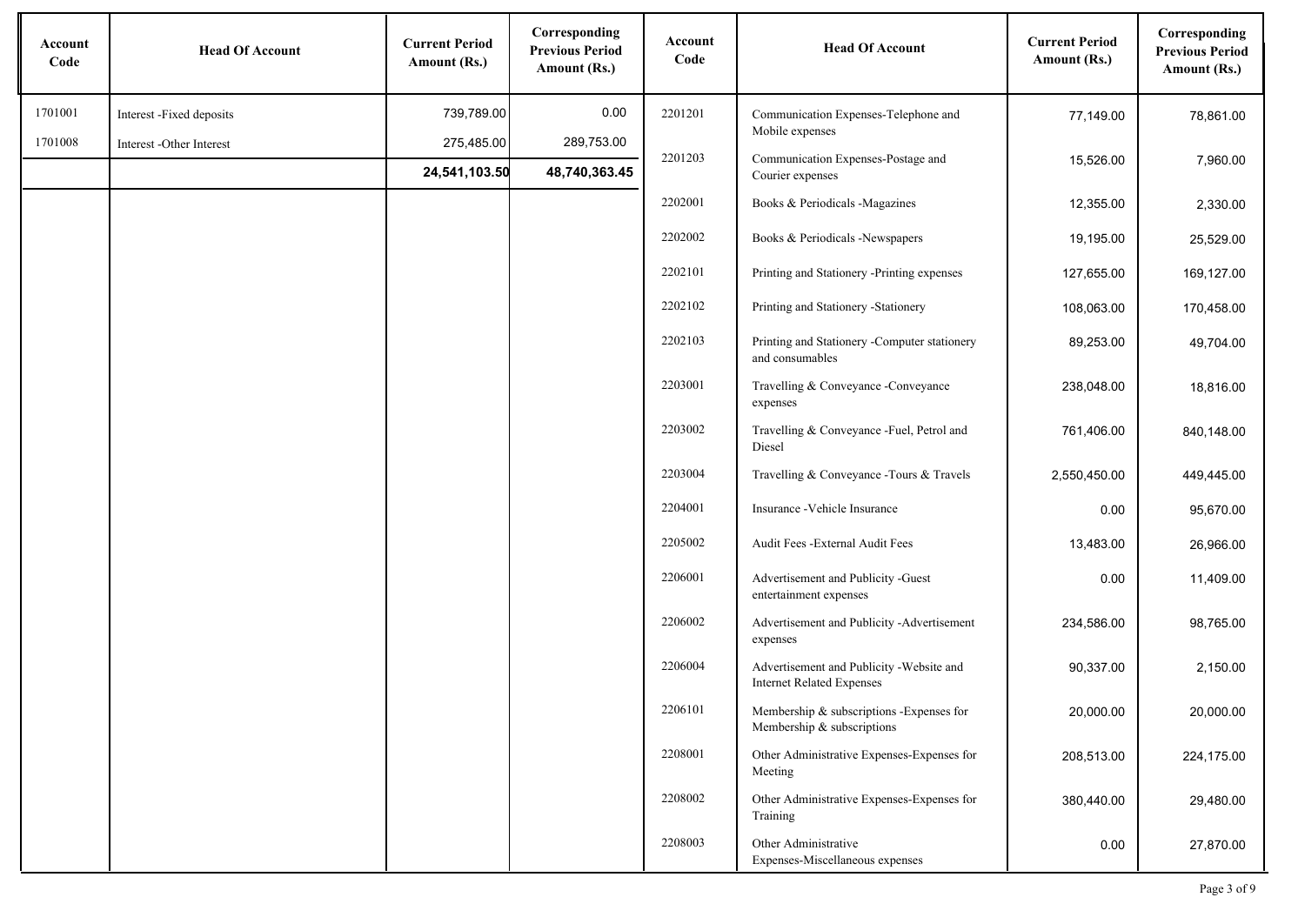| Account Code | Head Of Account | Current Period Amount (Rs.) | Corresponding Previous Period Amount (Rs.) |
|---|---|---|---|
| 1701001 | Interest -Fixed deposits | 739,789.00 | 0.00 |
| 1701008 | Interest -Other Interest | 275,485.00 | 289,753.00 |
| | | **24,541,103.50** | **48,740,363.45** |

| Account Code | Head Of Account | Current Period Amount (Rs.) | Corresponding Previous Period Amount (Rs.) |
|---|---|---|---|
| 2201201 | Communication Expenses-Telephone and Mobile expenses | 77,149.00 | 78,861.00 |
| 2201203 | Communication Expenses-Postage and Courier expenses | 15,526.00 | 7,960.00 |
| 2202001 | Books & Periodicals -Magazines | 12,355.00 | 2,330.00 |
| 2202002 | Books & Periodicals -Newspapers | 19,195.00 | 25,529.00 |
| 2202101 | Printing and Stationery -Printing expenses | 127,655.00 | 169,127.00 |
| 2202102 | Printing and Stationery -Stationery | 108,063.00 | 170,458.00 |
| 2202103 | Printing and Stationery -Computer stationery and consumables | 89,253.00 | 49,704.00 |
| 2203001 | Travelling & Conveyance -Conveyance expenses | 238,048.00 | 18,816.00 |
| 2203002 | Travelling & Conveyance -Fuel, Petrol and Diesel | 761,406.00 | 840,148.00 |
| 2203004 | Travelling & Conveyance -Tours & Travels | 2,550,450.00 | 449,445.00 |
| 2204001 | Insurance -Vehicle Insurance | 0.00 | 95,670.00 |
| 2205002 | Audit Fees -External Audit Fees | 13,483.00 | 26,966.00 |
| 2206001 | Advertisement and Publicity -Guest entertainment expenses | 0.00 | 11,409.00 |
| 2206002 | Advertisement and Publicity -Advertisement expenses | 234,586.00 | 98,765.00 |
| 2206004 | Advertisement and Publicity -Website and Internet Related Expenses | 90,337.00 | 2,150.00 |
| 2206101 | Membership & subscriptions -Expenses for Membership & subscriptions | 20,000.00 | 20,000.00 |
| 2208001 | Other Administrative Expenses-Expenses for Meeting | 208,513.00 | 224,175.00 |
| 2208002 | Other Administrative Expenses-Expenses for Training | 380,440.00 | 29,480.00 |
| 2208003 | Other Administrative Expenses-Miscellaneous expenses | 0.00 | 27,870.00 |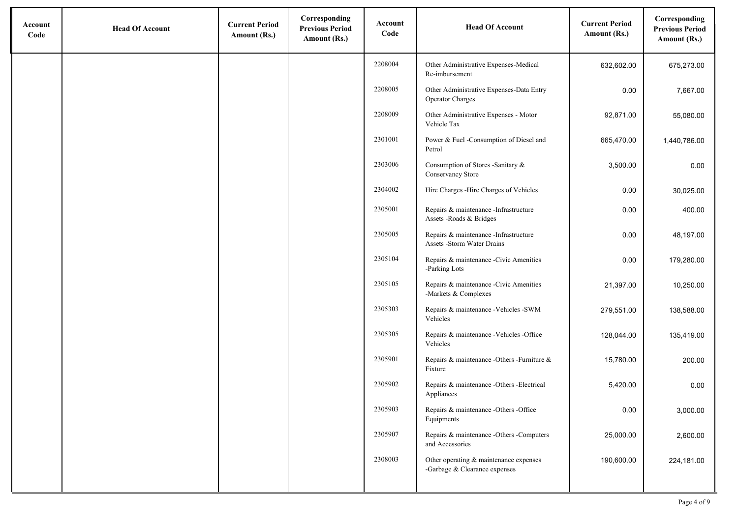| Account Code | Head Of Account | Current Period Amount (Rs.) | Corresponding Previous Period Amount (Rs.) | Account Code | Head Of Account | Current Period Amount (Rs.) | Corresponding Previous Period Amount (Rs.) |
|---|---|---|---|---|---|---|---|
| | | | | 2208004 | Other Administrative Expenses-Medical Re-imbursement | 632,602.00 | 675,273.00 |
| | | | | 2208005 | Other Administrative Expenses-Data Entry Operator Charges | 0.00 | 7,667.00 |
| | | | | 2208009 | Other Administrative Expenses - Motor Vehicle Tax | 92,871.00 | 55,080.00 |
| | | | | 2301001 | Power & Fuel -Consumption of Diesel and Petrol | 665,470.00 | 1,440,786.00 |
| | | | | 2303006 | Consumption of Stores -Sanitary & Conservancy Store | 3,500.00 | 0.00 |
| | | | | 2304002 | Hire Charges -Hire Charges of Vehicles | 0.00 | 30,025.00 |
| | | | | 2305001 | Repairs & maintenance -Infrastructure Assets -Roads & Bridges | 0.00 | 400.00 |
| | | | | 2305005 | Repairs & maintenance -Infrastructure Assets -Storm Water Drains | 0.00 | 48,197.00 |
| | | | | 2305104 | Repairs & maintenance -Civic Amenities -Parking Lots | 0.00 | 179,280.00 |
| | | | | 2305105 | Repairs & maintenance -Civic Amenities -Markets & Complexes | 21,397.00 | 10,250.00 |
| | | | | 2305303 | Repairs & maintenance -Vehicles -SWM Vehicles | 279,551.00 | 138,588.00 |
| | | | | 2305305 | Repairs & maintenance -Vehicles -Office Vehicles | 128,044.00 | 135,419.00 |
| | | | | 2305901 | Repairs & maintenance -Others -Furniture & Fixture | 15,780.00 | 200.00 |
| | | | | 2305902 | Repairs & maintenance -Others -Electrical Appliances | 5,420.00 | 0.00 |
| | | | | 2305903 | Repairs & maintenance -Others -Office Equipments | 0.00 | 3,000.00 |
| | | | | 2305907 | Repairs & maintenance -Others -Computers and Accessories | 25,000.00 | 2,600.00 |
| | | | | 2308003 | Other operating & maintenance expenses -Garbage & Clearance expenses | 190,600.00 | 224,181.00 |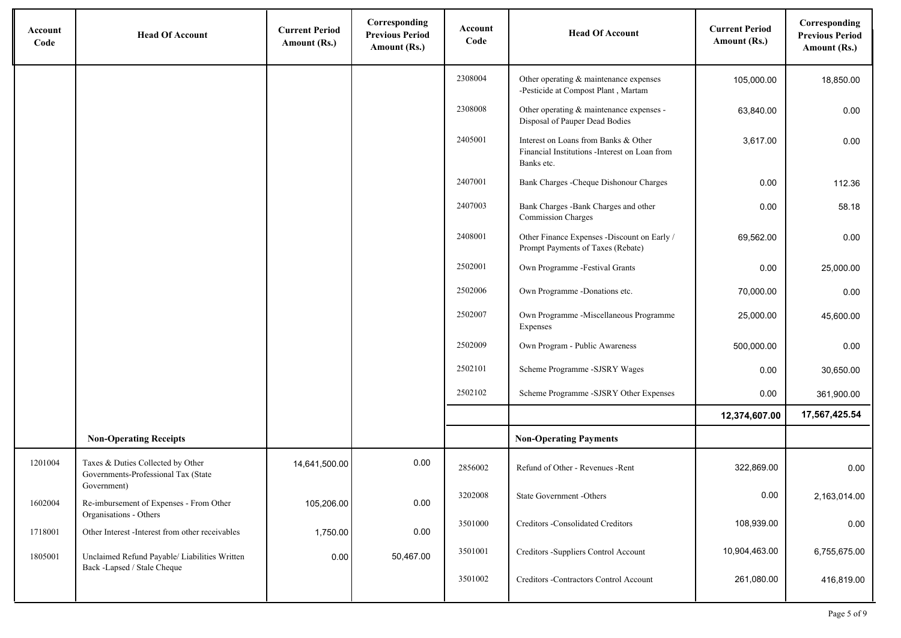| Account Code | Head Of Account | Current Period Amount (Rs.) | Corresponding Previous Period Amount (Rs.) | Account Code | Head Of Account | Current Period Amount (Rs.) | Corresponding Previous Period Amount (Rs.) |
|---|---|---|---|---|---|---|---|
| | | | | 2308004 | Other operating & maintenance expenses -Pesticide at Compost Plant , Martam | 105,000.00 | 18,850.00 |
| | | | | 2308008 | Other operating & maintenance expenses - Disposal of Pauper Dead Bodies | 63,840.00 | 0.00 |
| | | | | 2405001 | Interest on Loans from Banks & Other Financial Institutions -Interest on Loan from Banks etc. | 3,617.00 | 0.00 |
| | | | | 2407001 | Bank Charges -Cheque Dishonour Charges | 0.00 | 112.36 |
| | | | | 2407003 | Bank Charges -Bank Charges and other Commission Charges | 0.00 | 58.18 |
| | | | | 2408001 | Other Finance Expenses -Discount on Early / Prompt Payments of Taxes (Rebate) | 69,562.00 | 0.00 |
| | | | | 2502001 | Own Programme -Festival Grants | 0.00 | 25,000.00 |
| | | | | 2502006 | Own Programme -Donations etc. | 70,000.00 | 0.00 |
| | | | | 2502007 | Own Programme -Miscellaneous Programme Expenses | 25,000.00 | 45,600.00 |
| | | | | 2502009 | Own Program - Public Awareness | 500,000.00 | 0.00 |
| | | | | 2502101 | Scheme Programme -SJSRY Wages | 0.00 | 30,650.00 |
| | | | | 2502102 | Scheme Programme -SJSRY Other Expenses | 0.00 | 361,900.00 |
| | | | | | | **12,374,607.00** | **17,567,425.54** |
| | **Non-Operating Receipts** | | | | **Non-Operating Payments** | | |
| 1201004 | Taxes & Duties Collected by Other Governments-Professional Tax (State Government) | 14,641,500.00 | 0.00 | 2856002 | Refund of Other - Revenues -Rent | 322,869.00 | 0.00 |
| 1602004 | Re-imbursement of Expenses - From Other Organisations - Others | 105,206.00 | 0.00 | 3202008 | State Government -Others | 0.00 | 2,163,014.00 |
| 1718001 | Other Interest -Interest from other receivables | 1,750.00 | 0.00 | 3501000 | Creditors -Consolidated Creditors | 108,939.00 | 0.00 |
| 1805001 | Unclaimed Refund Payable/ Liabilities Written Back -Lapsed / Stale Cheque | 0.00 | 50,467.00 | 3501001 | Creditors -Suppliers Control Account | 10,904,463.00 | 6,755,675.00 |
| | | | | 3501002 | Creditors -Contractors Control Account | 261,080.00 | 416,819.00 |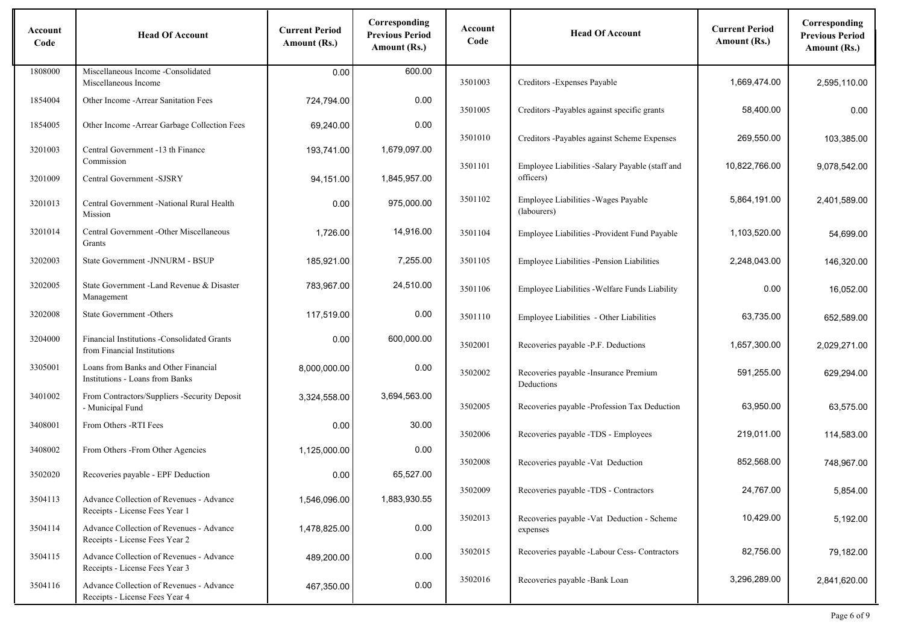| Account Code | Head Of Account | Current Period Amount (Rs.) | Corresponding Previous Period Amount (Rs.) | Account Code | Head Of Account | Current Period Amount (Rs.) | Corresponding Previous Period Amount (Rs.) |
|---|---|---|---|---|---|---|---|
| 1808000 | Miscellaneous Income -Consolidated Miscellaneous Income | 0.00 | 600.00 | 3501003 | Creditors -Expenses Payable | 1,669,474.00 | 2,595,110.00 |
| 1854004 | Other Income -Arrear Sanitation Fees | 724,794.00 | 0.00 | 3501005 | Creditors -Payables against specific grants | 58,400.00 | 0.00 |
| 1854005 | Other Income -Arrear Garbage Collection Fees | 69,240.00 | 0.00 | 3501010 | Creditors -Payables against Scheme Expenses | 269,550.00 | 103,385.00 |
| 3201003 | Central Government -13 th Finance Commission | 193,741.00 | 1,679,097.00 | 3501101 | Employee Liabilities -Salary Payable (staff and officers) | 10,822,766.00 | 9,078,542.00 |
| 3201009 | Central Government -SJSRY | 94,151.00 | 1,845,957.00 | 3501102 | Employee Liabilities -Wages Payable (labourers) | 5,864,191.00 | 2,401,589.00 |
| 3201013 | Central Government -National Rural Health Mission | 0.00 | 975,000.00 | 3501104 | Employee Liabilities -Provident Fund Payable | 1,103,520.00 | 54,699.00 |
| 3201014 | Central Government -Other Miscellaneous Grants | 1,726.00 | 14,916.00 | 3501105 | Employee Liabilities -Pension Liabilities | 2,248,043.00 | 146,320.00 |
| 3202003 | State Government -JNNURM - BSUP | 185,921.00 | 7,255.00 | 3501106 | Employee Liabilities -Welfare Funds Liability | 0.00 | 16,052.00 |
| 3202005 | State Government -Land Revenue & Disaster Management | 783,967.00 | 24,510.00 | 3501110 | Employee Liabilities - Other Liabilities | 63,735.00 | 652,589.00 |
| 3202008 | State Government -Others | 117,519.00 | 0.00 | 3502001 | Recoveries payable -P.F. Deductions | 1,657,300.00 | 2,029,271.00 |
| 3204000 | Financial Institutions -Consolidated Grants from Financial Institutions | 0.00 | 600,000.00 | 3502002 | Recoveries payable -Insurance Premium Deductions | 591,255.00 | 629,294.00 |
| 3305001 | Loans from Banks and Other Financial Institutions - Loans from Banks | 8,000,000.00 | 0.00 | 3502005 | Recoveries payable -Profession Tax Deduction | 63,950.00 | 63,575.00 |
| 3401002 | From Contractors/Suppliers -Security Deposit - Municipal Fund | 3,324,558.00 | 3,694,563.00 | 3502006 | Recoveries payable -TDS - Employees | 219,011.00 | 114,583.00 |
| 3408001 | From Others -RTI Fees | 0.00 | 30.00 | 3502008 | Recoveries payable -Vat Deduction | 852,568.00 | 748,967.00 |
| 3408002 | From Others -From Other Agencies | 1,125,000.00 | 0.00 | 3502009 | Recoveries payable -TDS - Contractors | 24,767.00 | 5,854.00 |
| 3502020 | Recoveries payable - EPF Deduction | 0.00 | 65,527.00 | 3502013 | Recoveries payable -Vat Deduction - Scheme expenses | 10,429.00 | 5,192.00 |
| 3504113 | Advance Collection of Revenues - Advance Receipts - License Fees Year 1 | 1,546,096.00 | 1,883,930.55 | 3502015 | Recoveries payable -Labour Cess- Contractors | 82,756.00 | 79,182.00 |
| 3504114 | Advance Collection of Revenues - Advance Receipts - License Fees Year 2 | 1,478,825.00 | 0.00 | 3502016 | Recoveries payable -Bank Loan | 3,296,289.00 | 2,841,620.00 |
| 3504115 | Advance Collection of Revenues - Advance Receipts - License Fees Year 3 | 489,200.00 | 0.00 | | | | |
| 3504116 | Advance Collection of Revenues - Advance Receipts - License Fees Year 4 | 467,350.00 | 0.00 | | | | |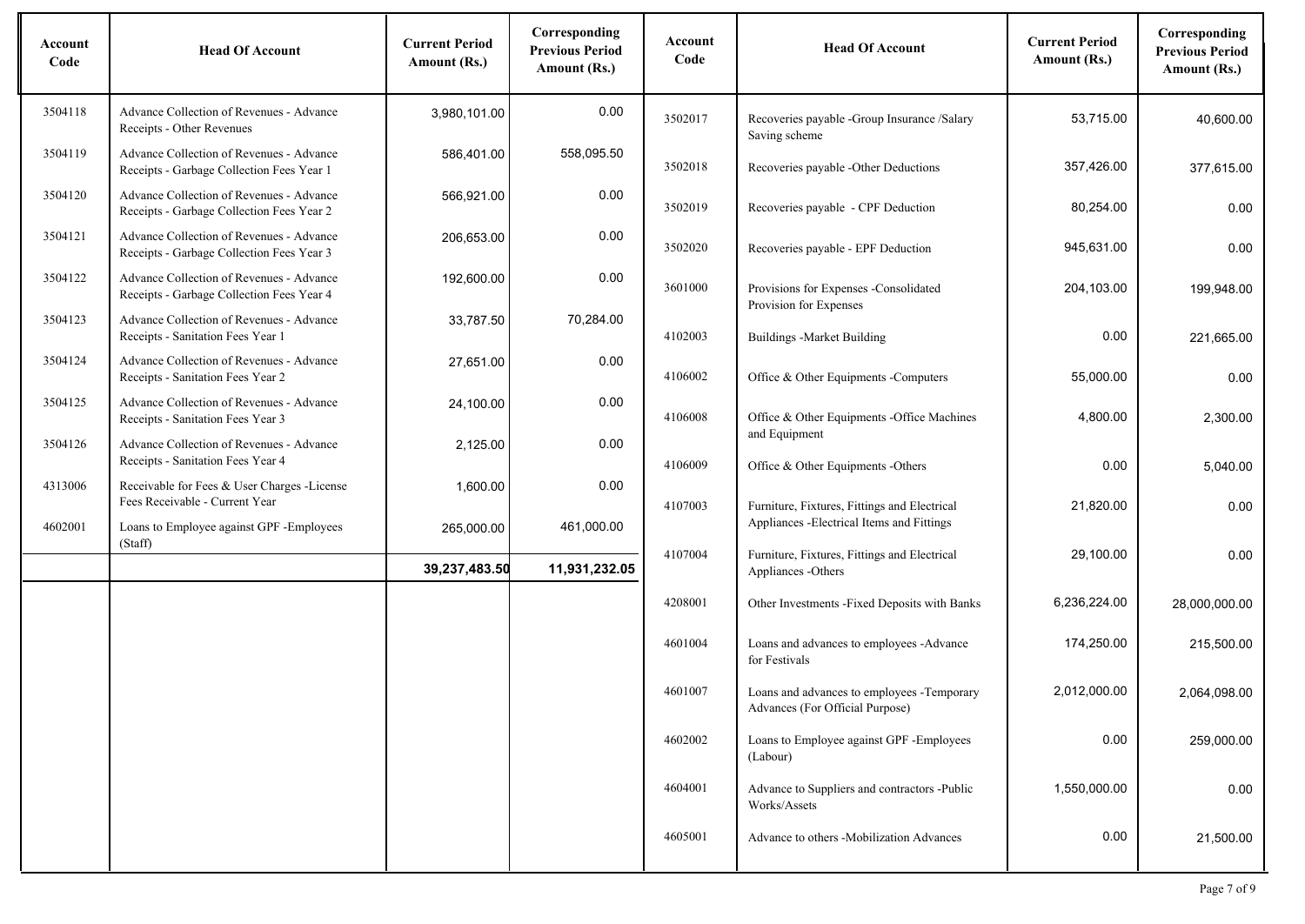| Account Code | Head Of Account | Current Period Amount (Rs.) | Corresponding Previous Period Amount (Rs.) | Account Code | Head Of Account | Current Period Amount (Rs.) | Corresponding Previous Period Amount (Rs.) |
|---|---|---|---|---|---|---|---|
| 3504118 | Advance Collection of Revenues - Advance Receipts - Other Revenues | 3,980,101.00 | 0.00 | 3502017 | Recoveries payable -Group Insurance /Salary Saving scheme | 53,715.00 | 40,600.00 |
| 3504119 | Advance Collection of Revenues - Advance Receipts - Garbage Collection Fees Year 1 | 586,401.00 | 558,095.50 | 3502018 | Recoveries payable -Other Deductions | 357,426.00 | 377,615.00 |
| 3504120 | Advance Collection of Revenues - Advance Receipts - Garbage Collection Fees Year 2 | 566,921.00 | 0.00 | 3502019 | Recoveries payable - CPF Deduction | 80,254.00 | 0.00 |
| 3504121 | Advance Collection of Revenues - Advance Receipts - Garbage Collection Fees Year 3 | 206,653.00 | 0.00 | 3502020 | Recoveries payable - EPF Deduction | 945,631.00 | 0.00 |
| 3504122 | Advance Collection of Revenues - Advance Receipts - Garbage Collection Fees Year 4 | 192,600.00 | 0.00 | 3601000 | Provisions for Expenses -Consolidated Provision for Expenses | 204,103.00 | 199,948.00 |
| 3504123 | Advance Collection of Revenues - Advance Receipts - Sanitation Fees Year 1 | 33,787.50 | 70,284.00 | 4102003 | Buildings -Market Building | 0.00 | 221,665.00 |
| 3504124 | Advance Collection of Revenues - Advance Receipts - Sanitation Fees Year 2 | 27,651.00 | 0.00 | 4106002 | Office & Other Equipments -Computers | 55,000.00 | 0.00 |
| 3504125 | Advance Collection of Revenues - Advance Receipts - Sanitation Fees Year 3 | 24,100.00 | 0.00 | 4106008 | Office & Other Equipments -Office Machines and Equipment | 4,800.00 | 2,300.00 |
| 3504126 | Advance Collection of Revenues - Advance Receipts - Sanitation Fees Year 4 | 2,125.00 | 0.00 | 4106009 | Office & Other Equipments -Others | 0.00 | 5,040.00 |
| 4313006 | Receivable for Fees & User Charges -License Fees Receivable - Current Year | 1,600.00 | 0.00 | 4107003 | Furniture, Fixtures, Fittings and Electrical Appliances -Electrical Items and Fittings | 21,820.00 | 0.00 |
| 4602001 | Loans to Employee against GPF -Employees (Staff) | 265,000.00 | 461,000.00 | 4107004 | Furniture, Fixtures, Fittings and Electrical Appliances -Others | 29,100.00 | 0.00 |
| | | 39,237,483.50 | 11,931,232.05 | 4208001 | Other Investments -Fixed Deposits with Banks | 6,236,224.00 | 28,000,000.00 |
| | | | | 4601004 | Loans and advances to employees -Advance for Festivals | 174,250.00 | 215,500.00 |
| | | | | 4601007 | Loans and advances to employees -Temporary Advances (For Official Purpose) | 2,012,000.00 | 2,064,098.00 |
| | | | | 4602002 | Loans to Employee against GPF -Employees (Labour) | 0.00 | 259,000.00 |
| | | | | 4604001 | Advance to Suppliers and contractors -Public Works/Assets | 1,550,000.00 | 0.00 |
| | | | | 4605001 | Advance to others -Mobilization Advances | 0.00 | 21,500.00 |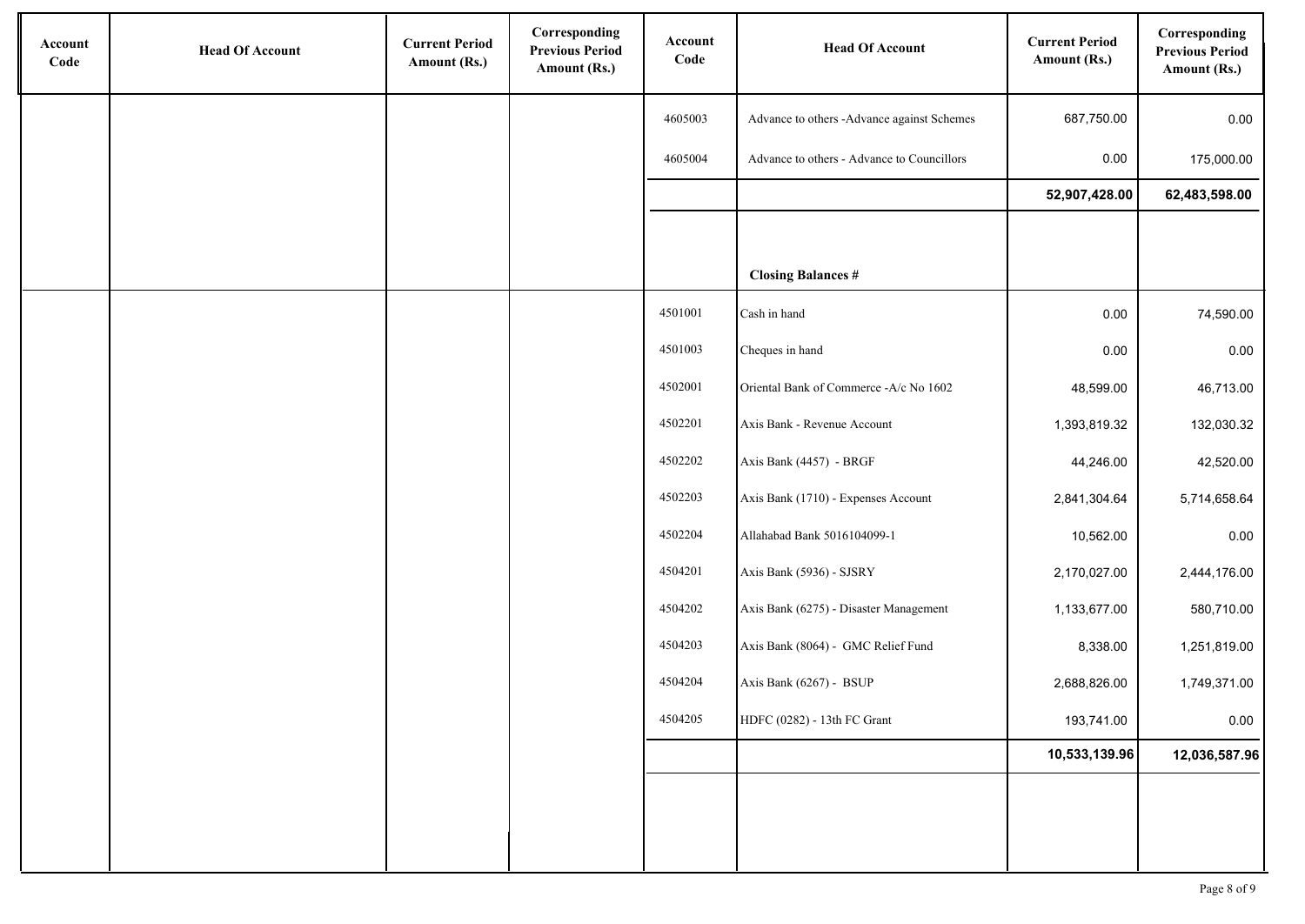| Account Code | Head Of Account | Current Period Amount (Rs.) | Corresponding Previous Period Amount (Rs.) | Account Code | Head Of Account | Current Period Amount (Rs.) | Corresponding Previous Period Amount (Rs.) |
|---|---|---|---|---|---|---|---|
| | | | | 4605003 | Advance to others -Advance against Schemes | 687,750.00 | 0.00 |
| | | | | 4605004 | Advance to others - Advance to Councillors | 0.00 | 175,000.00 |
| | | | | | | **52,907,428.00** | **62,483,598.00** |
| | | | | | **Closing Balances #** | | |
| | | | | 4501001 | Cash in hand | 0.00 | 74,590.00 |
| | | | | 4501003 | Cheques in hand | 0.00 | 0.00 |
| | | | | 4502001 | Oriental Bank of Commerce -A/c No 1602 | 48,599.00 | 46,713.00 |
| | | | | 4502201 | Axis Bank - Revenue Account | 1,393,819.32 | 132,030.32 |
| | | | | 4502202 | Axis Bank (4457) - BRGF | 44,246.00 | 42,520.00 |
| | | | | 4502203 | Axis Bank (1710) - Expenses Account | 2,841,304.64 | 5,714,658.64 |
| | | | | 4502204 | Allahabad Bank 5016104099-1 | 10,562.00 | 0.00 |
| | | | | 4504201 | Axis Bank (5936) - SJSRY | 2,170,027.00 | 2,444,176.00 |
| | | | | 4504202 | Axis Bank (6275) - Disaster Management | 1,133,677.00 | 580,710.00 |
| | | | | 4504203 | Axis Bank (8064) - GMC Relief Fund | 8,338.00 | 1,251,819.00 |
| | | | | 4504204 | Axis Bank (6267) - BSUP | 2,688,826.00 | 1,749,371.00 |
| | | | | 4504205 | HDFC (0282) - 13th FC Grant | 193,741.00 | 0.00 |
| | | | | | | **10,533,139.96** | **12,036,587.96** |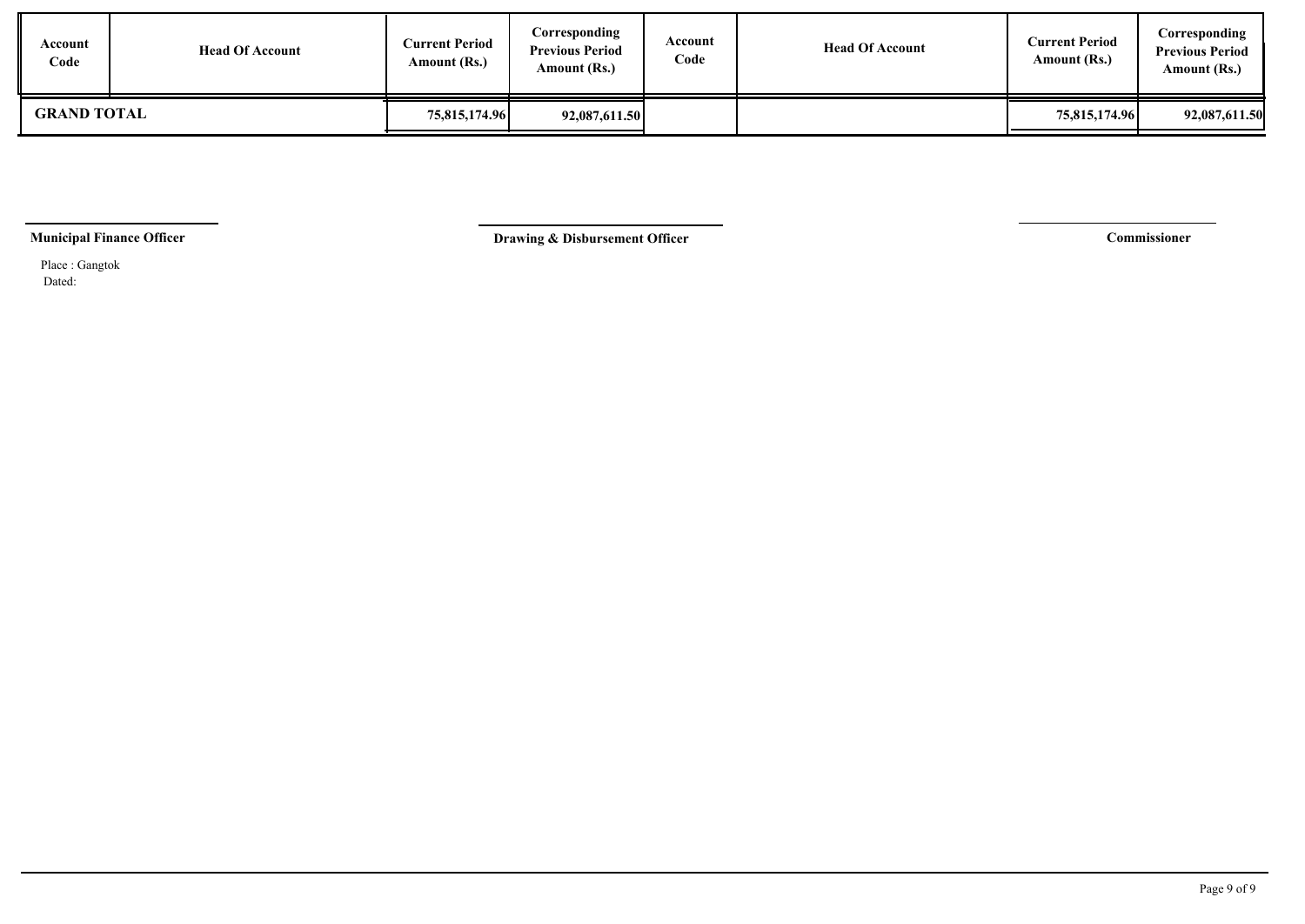| Account Code | Head Of Account | Current Period Amount (Rs.) | Corresponding Previous Period Amount (Rs.) | Account Code | Head Of Account | Current Period Amount (Rs.) | Corresponding Previous Period Amount (Rs.) |
|---|---|---|---|---|---|---|---|
| **GRAND TOTAL** | | **75,815,174.96** | **92,087,611.50** | | | **75,815,174.96** | **92,087,611.50** |

**Municipal Finance Officer**

**Drawing & Disbursement Officer**

**Commissioner**

Place : Gangtok
Dated: